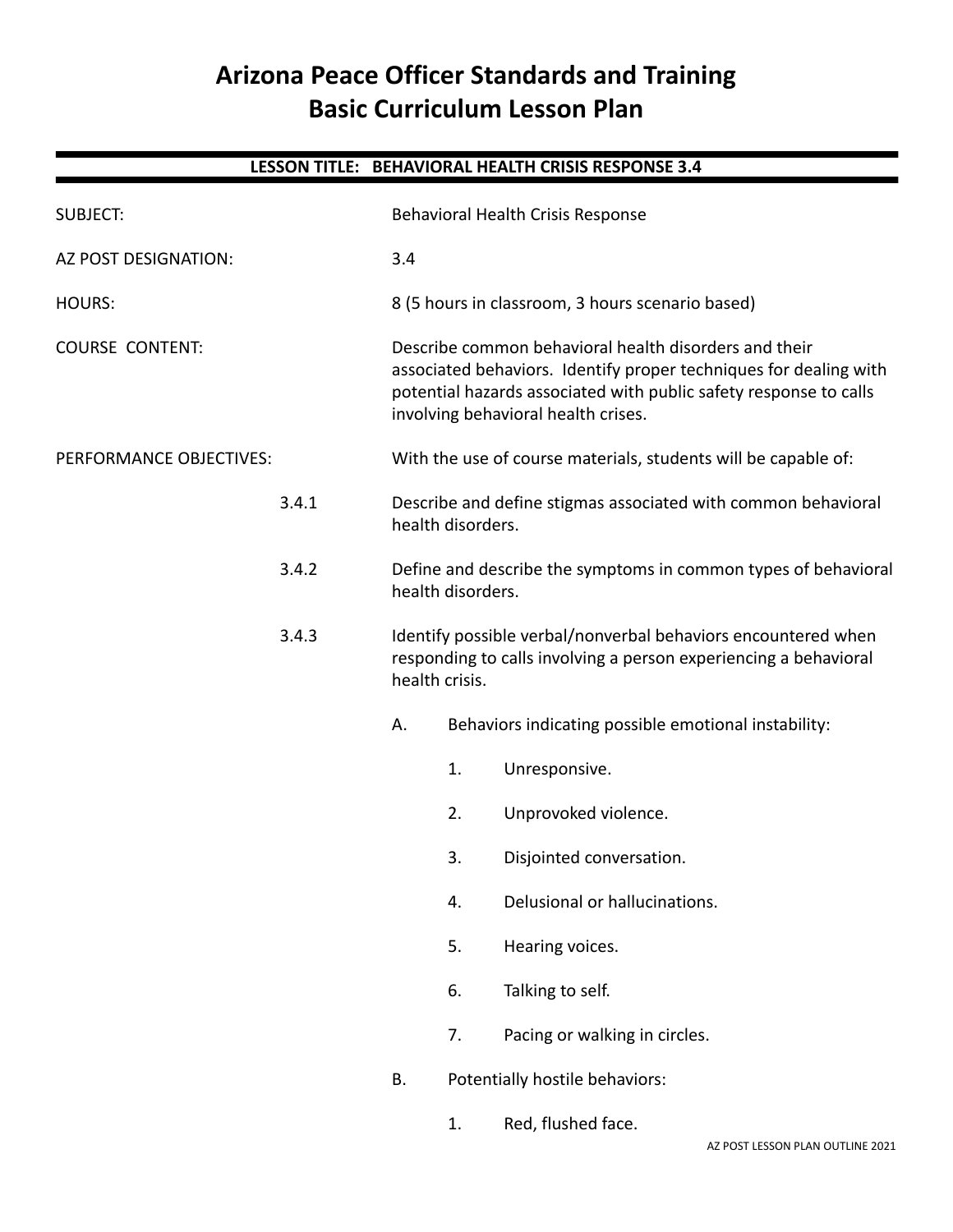# Arizona Peace Officer Standards and Training
# Basic Curriculum Lesson Plan

## LESSON TITLE: BEHAVIORAL HEALTH CRISIS RESPONSE 3.4

SUBJECT: Behavioral Health Crisis Response

AZ POST DESIGNATION: 3.4

HOURS: 8 (5 hours in classroom, 3 hours scenario based)

COURSE CONTENT: Describe common behavioral health disorders and their associated behaviors. Identify proper techniques for dealing with potential hazards associated with public safety response to calls involving behavioral health crises.

PERFORMANCE OBJECTIVES: With the use of course materials, students will be capable of:

3.4.1 Describe and define stigmas associated with common behavioral health disorders.

3.4.2 Define and describe the symptoms in common types of behavioral health disorders.

3.4.3 Identify possible verbal/nonverbal behaviors encountered when responding to calls involving a person experiencing a behavioral health crisis.

A. Behaviors indicating possible emotional instability:

1. Unresponsive.
2. Unprovoked violence.
3. Disjointed conversation.
4. Delusional or hallucinations.
5. Hearing voices.
6. Talking to self.
7. Pacing or walking in circles.

B. Potentially hostile behaviors:

1. Red, flushed face.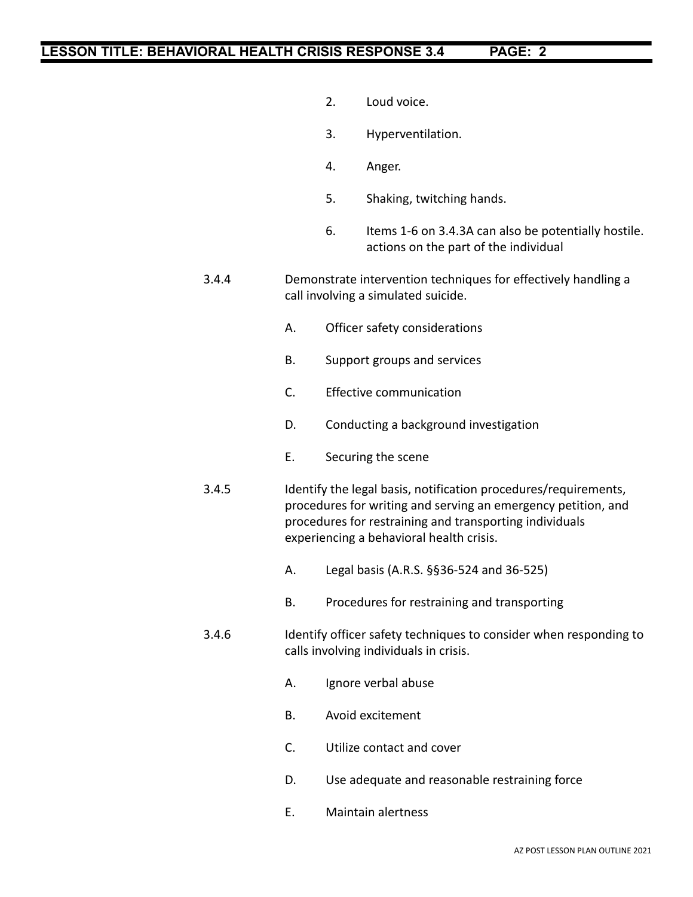2. Loud voice.

3. Hyperventilation.

4. Anger.

5. Shaking, twitching hands.

6. Items 1-6 on 3.4.3A can also be potentially hostile. actions on the part of the individual

3.4.4 Demonstrate intervention techniques for effectively handling a call involving a simulated suicide.

A. Officer safety considerations

B. Support groups and services

C. Effective communication

D. Conducting a background investigation

E. Securing the scene

3.4.5 Identify the legal basis, notification procedures/requirements, procedures for writing and serving an emergency petition, and procedures for restraining and transporting individuals experiencing a behavioral health crisis.

A. Legal basis (A.R.S. §§36-524 and 36-525)

B. Procedures for restraining and transporting

3.4.6 Identify officer safety techniques to consider when responding to calls involving individuals in crisis.

A. Ignore verbal abuse

B. Avoid excitement

C. Utilize contact and cover

D. Use adequate and reasonable restraining force

E. Maintain alertness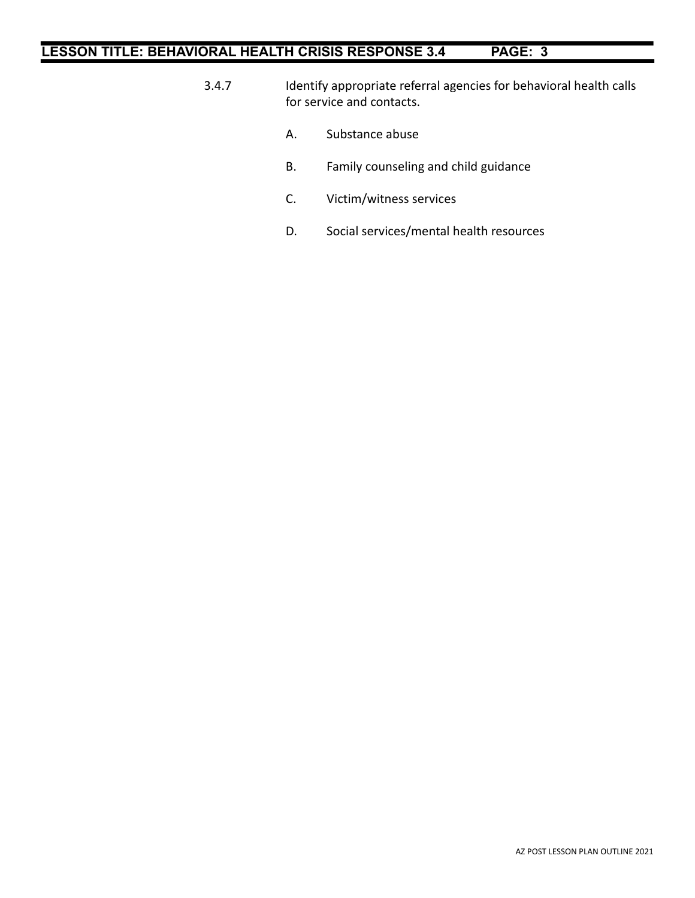3.4.7 Identify appropriate referral agencies for behavioral health calls for service and contacts.

A. Substance abuse

B. Family counseling and child guidance

C. Victim/witness services

D. Social services/mental health resources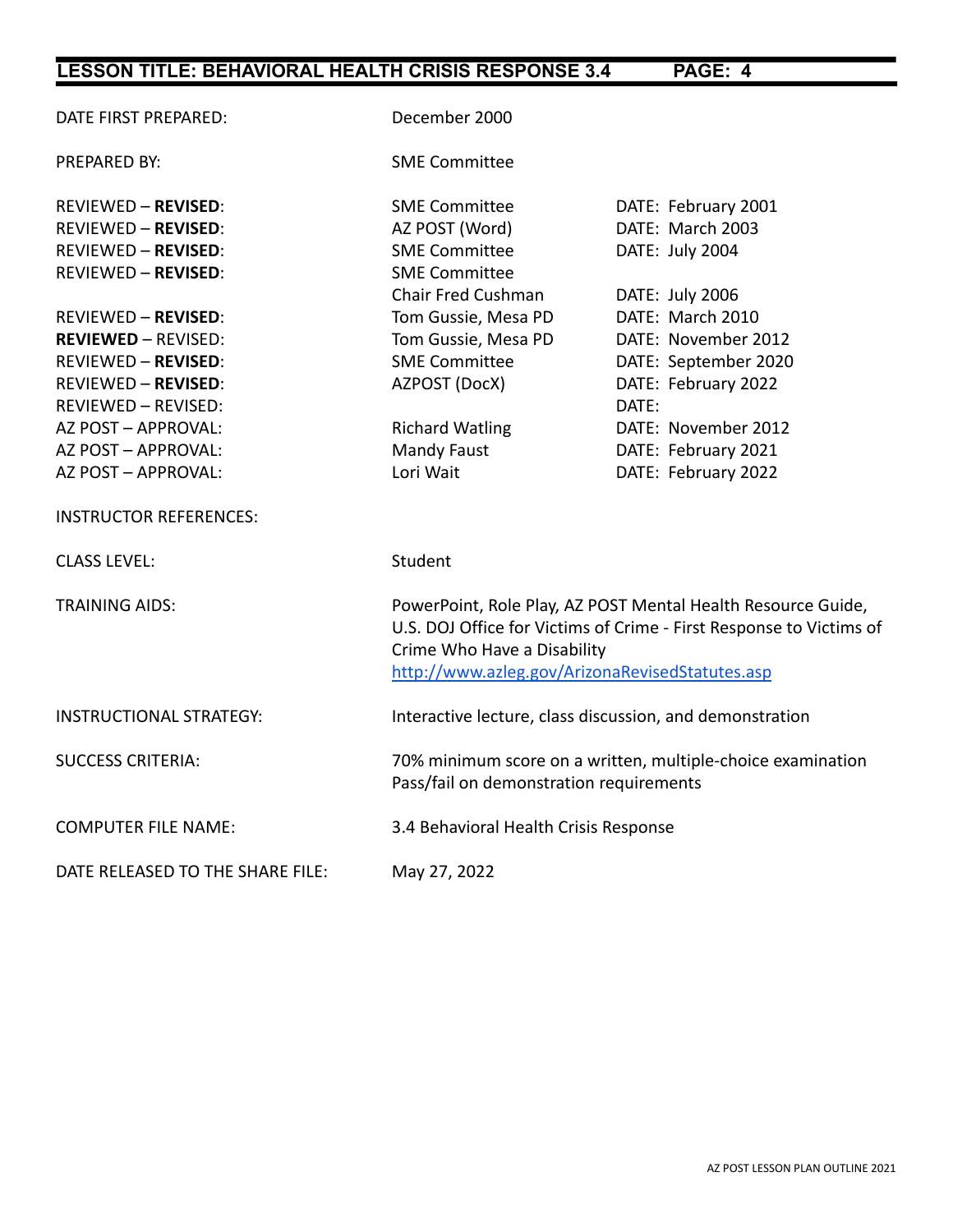| | | |
|---|---|---|
| DATE FIRST PREPARED: | December 2000 | |
| PREPARED BY: | SME Committee | |
| REVIEWED – **REVISED**: | SME Committee | DATE: February 2001 |
| REVIEWED – **REVISED**: | AZ POST (Word) | DATE: March 2003 |
| REVIEWED – **REVISED**: | SME Committee | DATE: July 2004 |
| REVIEWED – **REVISED**: | SME Committee Chair Fred Cushman | DATE: July 2006 |
| REVIEWED – **REVISED**: | Tom Gussie, Mesa PD | DATE: March 2010 |
| **REVIEWED** – REVISED: | Tom Gussie, Mesa PD | DATE: November 2012 |
| REVIEWED – **REVISED**: | SME Committee | DATE: September 2020 |
| REVIEWED – **REVISED**: | AZPOST (DocX) | DATE: February 2022 |
| REVIEWED – REVISED: | | DATE: |
| AZ POST – APPROVAL: | Richard Watling | DATE: November 2012 |
| AZ POST – APPROVAL: | Mandy Faust | DATE: February 2021 |
| AZ POST – APPROVAL: | Lori Wait | DATE: February 2022 |
| INSTRUCTOR REFERENCES: | | |
| CLASS LEVEL: | Student | |
| TRAINING AIDS: | PowerPoint, Role Play, AZ POST Mental Health Resource Guide, U.S. DOJ Office for Victims of Crime - First Response to Victims of Crime Who Have a Disability http://www.azleg.gov/ArizonaRevisedStatutes.asp | |
| INSTRUCTIONAL STRATEGY: | Interactive lecture, class discussion, and demonstration | |
| SUCCESS CRITERIA: | 70% minimum score on a written, multiple-choice examination Pass/fail on demonstration requirements | |
| COMPUTER FILE NAME: | 3.4 Behavioral Health Crisis Response | |
| DATE RELEASED TO THE SHARE FILE: | May 27, 2022 | |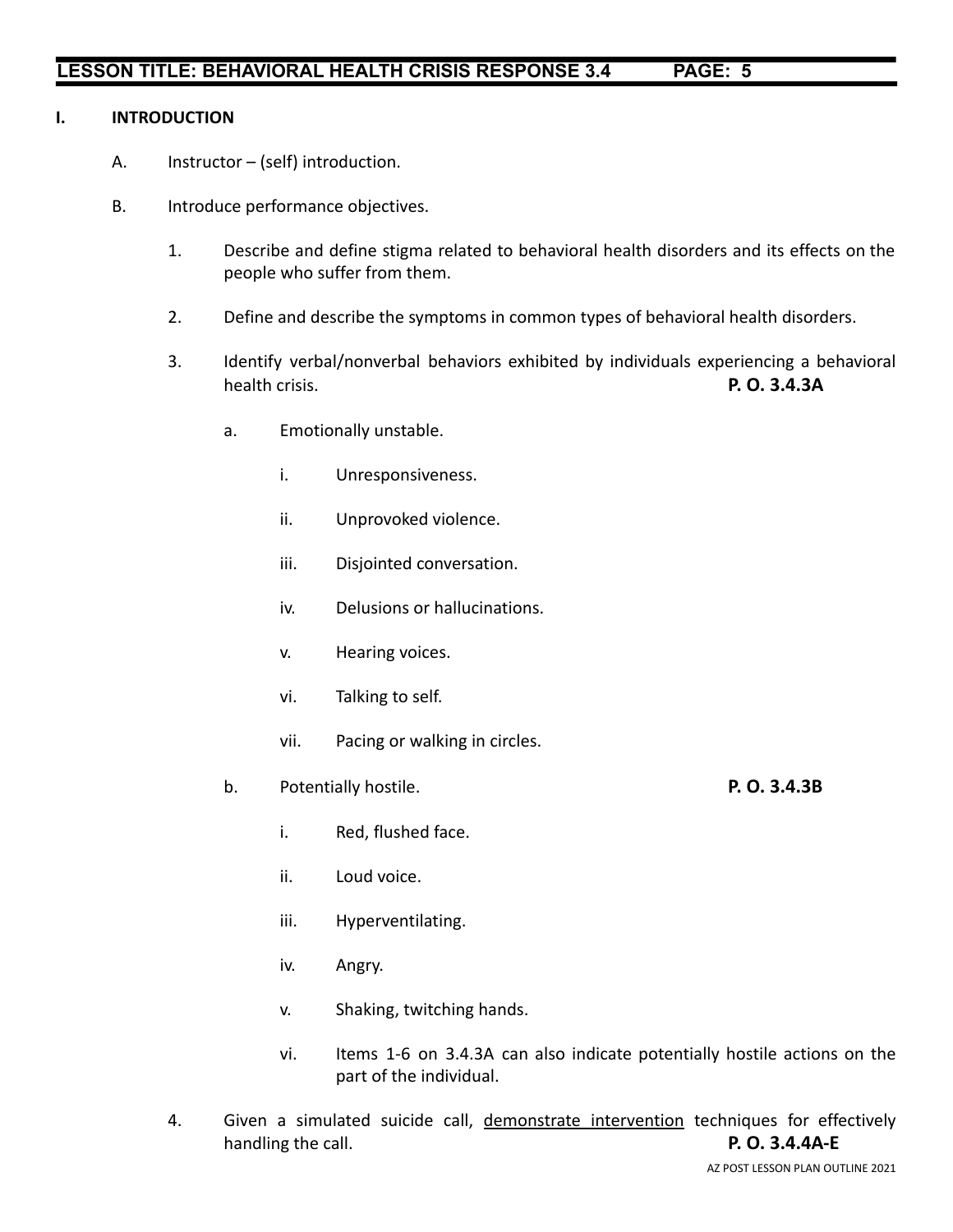## I. INTRODUCTION

A. Instructor – (self) introduction.

B. Introduce performance objectives.

1. Describe and define stigma related to behavioral health disorders and its effects on the people who suffer from them.

2. Define and describe the symptoms in common types of behavioral health disorders.

3. Identify verbal/nonverbal behaviors exhibited by individuals experiencing a behavioral health crisis. **P. O. 3.4.3A**

   a. Emotionally unstable.

      i. Unresponsiveness.

      ii. Unprovoked violence.

      iii. Disjointed conversation.

      iv. Delusions or hallucinations.

      v. Hearing voices.

      vi. Talking to self.

      vii. Pacing or walking in circles.

   b. Potentially hostile. **P. O. 3.4.3B**

      i. Red, flushed face.

      ii. Loud voice.

      iii. Hyperventilating.

      iv. Angry.

      v. Shaking, twitching hands.

      vi. Items 1-6 on 3.4.3A can also indicate potentially hostile actions on the part of the individual.

4. Given a simulated suicide call, <u>demonstrate intervention</u> techniques for effectively handling the call. **P. O. 3.4.4A-E**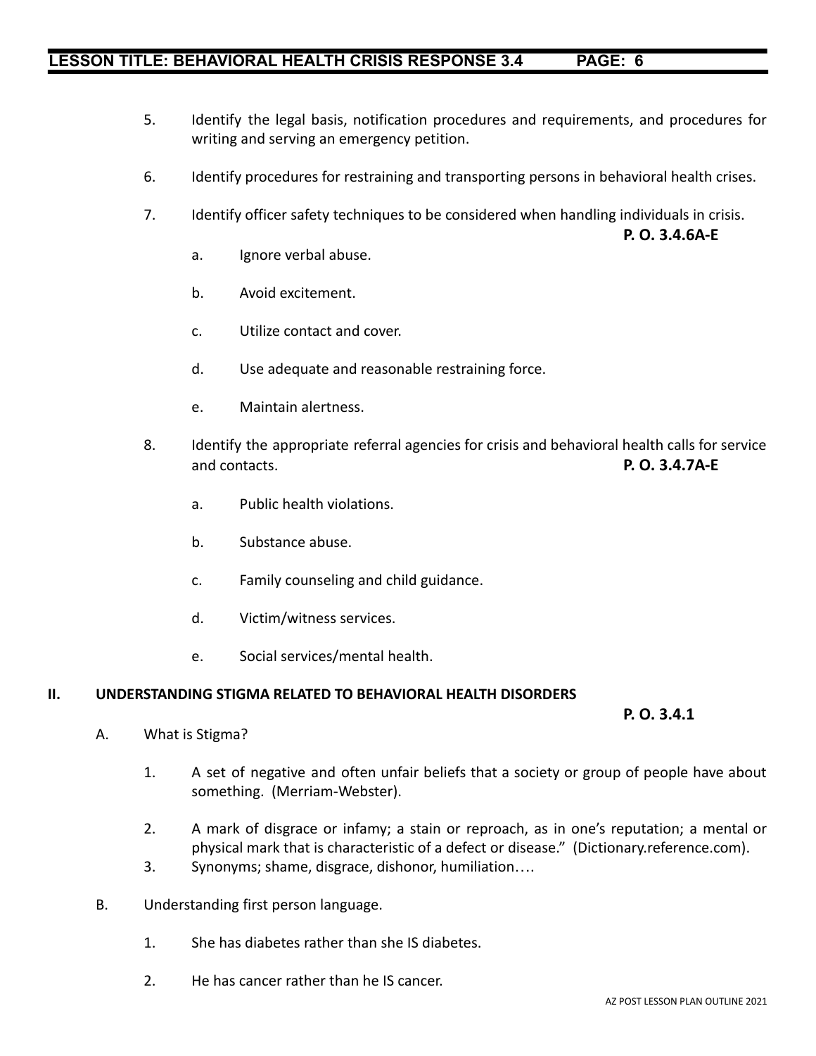5. Identify the legal basis, notification procedures and requirements, and procedures for writing and serving an emergency petition.

6. Identify procedures for restraining and transporting persons in behavioral health crises.

7. Identify officer safety techniques to be considered when handling individuals in crisis. **P. O. 3.4.6A-E**

   a. Ignore verbal abuse.

   b. Avoid excitement.

   c. Utilize contact and cover.

   d. Use adequate and reasonable restraining force.

   e. Maintain alertness.

8. Identify the appropriate referral agencies for crisis and behavioral health calls for service and contacts. **P. O. 3.4.7A-E**

   a. Public health violations.

   b. Substance abuse.

   c. Family counseling and child guidance.

   d. Victim/witness services.

   e. Social services/mental health.

## II. UNDERSTANDING STIGMA RELATED TO BEHAVIORAL HEALTH DISORDERS

**P. O. 3.4.1**

A. What is Stigma?

1. A set of negative and often unfair beliefs that a society or group of people have about something. (Merriam-Webster).

2. A mark of disgrace or infamy; a stain or reproach, as in one's reputation; a mental or physical mark that is characteristic of a defect or disease." (Dictionary.reference.com).

3. Synonyms; shame, disgrace, dishonor, humiliation….

B. Understanding first person language.

1. She has diabetes rather than she IS diabetes.

2. He has cancer rather than he IS cancer.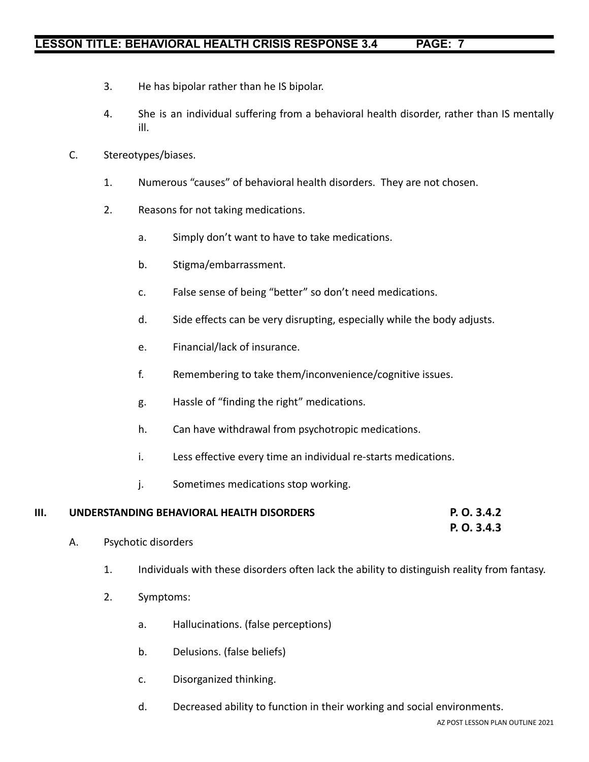3. He has bipolar rather than he IS bipolar.

4. She is an individual suffering from a behavioral health disorder, rather than IS mentally ill.

C. Stereotypes/biases.

1. Numerous "causes" of behavioral health disorders. They are not chosen.

2. Reasons for not taking medications.

   a. Simply don't want to have to take medications.

   b. Stigma/embarrassment.

   c. False sense of being "better" so don't need medications.

   d. Side effects can be very disrupting, especially while the body adjusts.

   e. Financial/lack of insurance.

   f. Remembering to take them/inconvenience/cognitive issues.

   g. Hassle of "finding the right" medications.

   h. Can have withdrawal from psychotropic medications.

   i. Less effective every time an individual re-starts medications.

   j. Sometimes medications stop working.

## III. UNDERSTANDING BEHAVIORAL HEALTH DISORDERS

**P. O. 3.4.2**
**P. O. 3.4.3**

A. Psychotic disorders

1. Individuals with these disorders often lack the ability to distinguish reality from fantasy.

2. Symptoms:

   a. Hallucinations. (false perceptions)

   b. Delusions. (false beliefs)

   c. Disorganized thinking.

   d. Decreased ability to function in their working and social environments.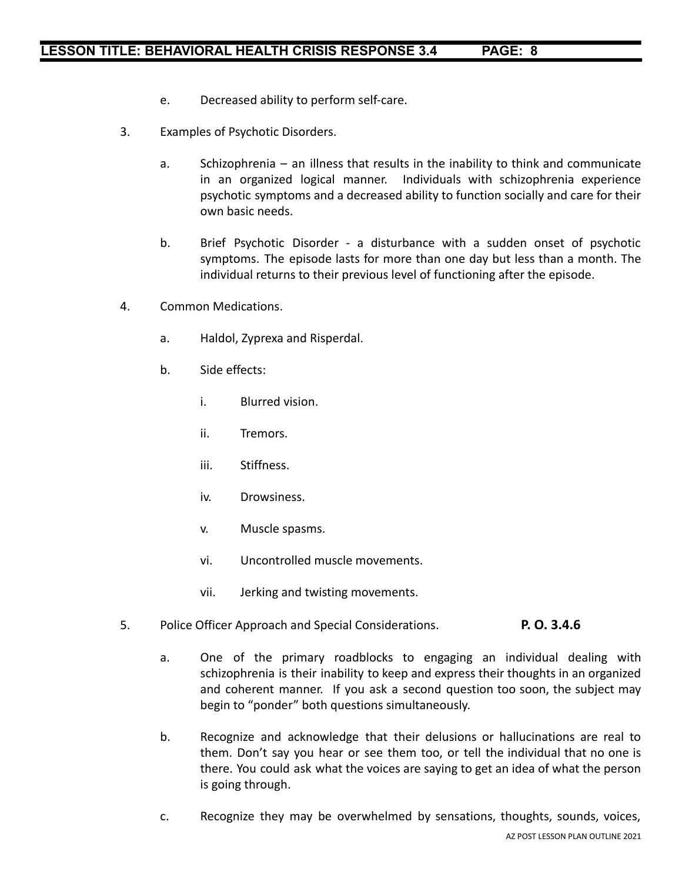e. Decreased ability to perform self-care.

3. Examples of Psychotic Disorders.

   a. Schizophrenia – an illness that results in the inability to think and communicate in an organized logical manner. Individuals with schizophrenia experience psychotic symptoms and a decreased ability to function socially and care for their own basic needs.

   b. Brief Psychotic Disorder - a disturbance with a sudden onset of psychotic symptoms. The episode lasts for more than one day but less than a month. The individual returns to their previous level of functioning after the episode.

4. Common Medications.

   a. Haldol, Zyprexa and Risperdal.

   b. Side effects:

      i. Blurred vision.

      ii. Tremors.

      iii. Stiffness.

      iv. Drowsiness.

      v. Muscle spasms.

      vi. Uncontrolled muscle movements.

      vii. Jerking and twisting movements.

5. Police Officer Approach and Special Considerations. **P. O. 3.4.6**

   a. One of the primary roadblocks to engaging an individual dealing with schizophrenia is their inability to keep and express their thoughts in an organized and coherent manner. If you ask a second question too soon, the subject may begin to "ponder" both questions simultaneously.

   b. Recognize and acknowledge that their delusions or hallucinations are real to them. Don't say you hear or see them too, or tell the individual that no one is there. You could ask what the voices are saying to get an idea of what the person is going through.

   c. Recognize they may be overwhelmed by sensations, thoughts, sounds, voices,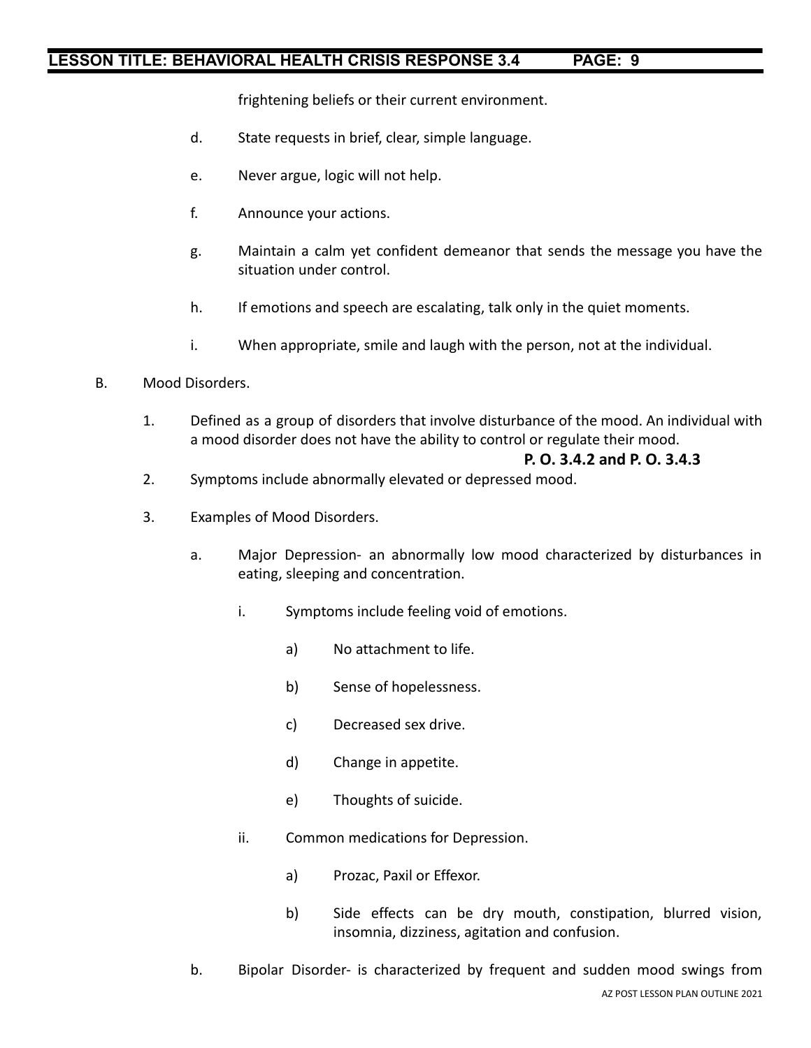frightening beliefs or their current environment.

d. State requests in brief, clear, simple language.

e. Never argue, logic will not help.

f. Announce your actions.

g. Maintain a calm yet confident demeanor that sends the message you have the situation under control.

h. If emotions and speech are escalating, talk only in the quiet moments.

i. When appropriate, smile and laugh with the person, not at the individual.

B. Mood Disorders.

1. Defined as a group of disorders that involve disturbance of the mood. An individual with a mood disorder does not have the ability to control or regulate their mood.

**P. O. 3.4.2 and P. O. 3.4.3**

2. Symptoms include abnormally elevated or depressed mood.

3. Examples of Mood Disorders.

a. Major Depression- an abnormally low mood characterized by disturbances in eating, sleeping and concentration.

i. Symptoms include feeling void of emotions.

a) No attachment to life.

b) Sense of hopelessness.

c) Decreased sex drive.

d) Change in appetite.

e) Thoughts of suicide.

ii. Common medications for Depression.

a) Prozac, Paxil or Effexor.

b) Side effects can be dry mouth, constipation, blurred vision, insomnia, dizziness, agitation and confusion.

b. Bipolar Disorder- is characterized by frequent and sudden mood swings from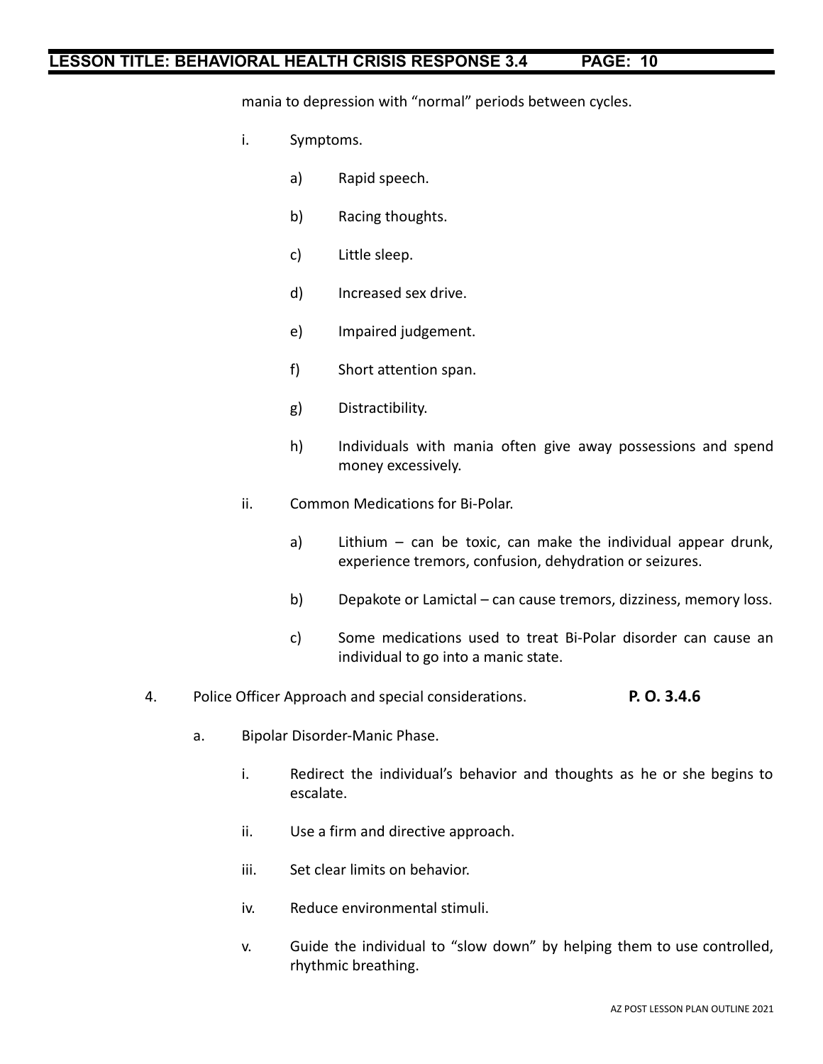mania to depression with "normal" periods between cycles.

- i. Symptoms.
  - a) Rapid speech.
  - b) Racing thoughts.
  - c) Little sleep.
  - d) Increased sex drive.
  - e) Impaired judgement.
  - f) Short attention span.
  - g) Distractibility.
  - h) Individuals with mania often give away possessions and spend money excessively.
- ii. Common Medications for Bi-Polar.
  - a) Lithium – can be toxic, can make the individual appear drunk, experience tremors, confusion, dehydration or seizures.
  - b) Depakote or Lamictal – can cause tremors, dizziness, memory loss.
  - c) Some medications used to treat Bi-Polar disorder can cause an individual to go into a manic state.

4. Police Officer Approach and special considerations. **P. O. 3.4.6**

- a. Bipolar Disorder-Manic Phase.
  - i. Redirect the individual's behavior and thoughts as he or she begins to escalate.
  - ii. Use a firm and directive approach.
  - iii. Set clear limits on behavior.
  - iv. Reduce environmental stimuli.
  - v. Guide the individual to "slow down" by helping them to use controlled, rhythmic breathing.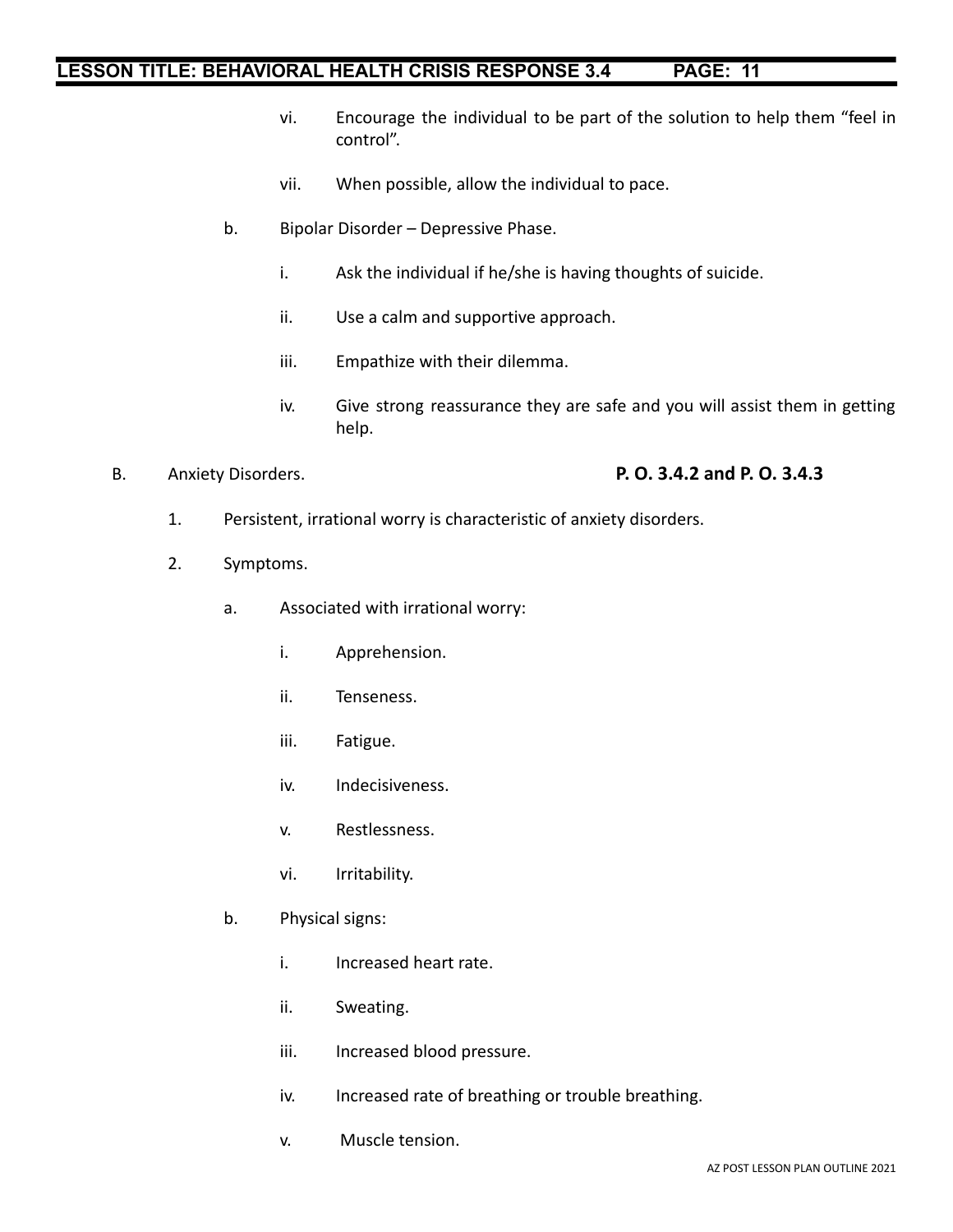vi. Encourage the individual to be part of the solution to help them "feel in control".

vii. When possible, allow the individual to pace.

b. Bipolar Disorder – Depressive Phase.

i. Ask the individual if he/she is having thoughts of suicide.

ii. Use a calm and supportive approach.

iii. Empathize with their dilemma.

iv. Give strong reassurance they are safe and you will assist them in getting help.

B. Anxiety Disorders. **P. O. 3.4.2 and P. O. 3.4.3**

1. Persistent, irrational worry is characteristic of anxiety disorders.

2. Symptoms.

a. Associated with irrational worry:

i. Apprehension.

ii. Tenseness.

iii. Fatigue.

iv. Indecisiveness.

v. Restlessness.

vi. Irritability.

b. Physical signs:

i. Increased heart rate.

ii. Sweating.

iii. Increased blood pressure.

iv. Increased rate of breathing or trouble breathing.

v. Muscle tension.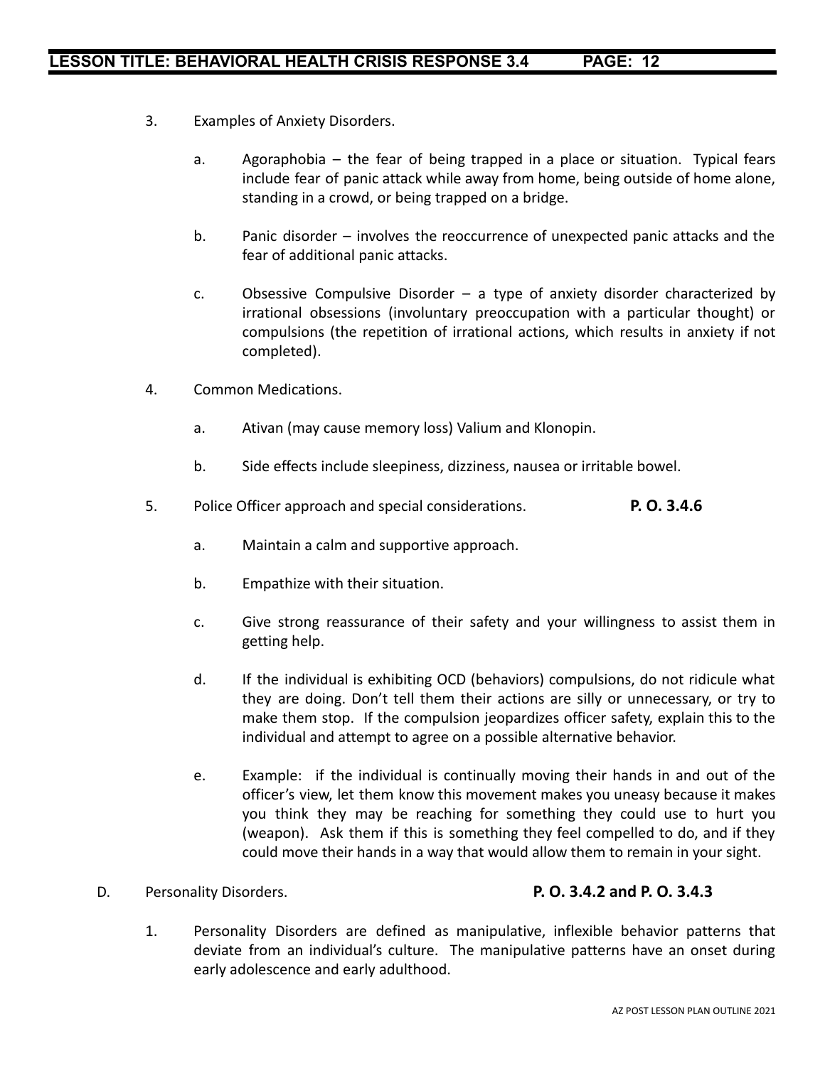3. Examples of Anxiety Disorders.

   a. Agoraphobia – the fear of being trapped in a place or situation. Typical fears include fear of panic attack while away from home, being outside of home alone, standing in a crowd, or being trapped on a bridge.

   b. Panic disorder – involves the reoccurrence of unexpected panic attacks and the fear of additional panic attacks.

   c. Obsessive Compulsive Disorder – a type of anxiety disorder characterized by irrational obsessions (involuntary preoccupation with a particular thought) or compulsions (the repetition of irrational actions, which results in anxiety if not completed).

4. Common Medications.

   a. Ativan (may cause memory loss) Valium and Klonopin.

   b. Side effects include sleepiness, dizziness, nausea or irritable bowel.

5. Police Officer approach and special considerations. **P. O. 3.4.6**

   a. Maintain a calm and supportive approach.

   b. Empathize with their situation.

   c. Give strong reassurance of their safety and your willingness to assist them in getting help.

   d. If the individual is exhibiting OCD (behaviors) compulsions, do not ridicule what they are doing. Don't tell them their actions are silly or unnecessary, or try to make them stop. If the compulsion jeopardizes officer safety, explain this to the individual and attempt to agree on a possible alternative behavior.

   e. Example: if the individual is continually moving their hands in and out of the officer's view, let them know this movement makes you uneasy because it makes you think they may be reaching for something they could use to hurt you (weapon). Ask them if this is something they feel compelled to do, and if they could move their hands in a way that would allow them to remain in your sight.

D. Personality Disorders. **P. O. 3.4.2 and P. O. 3.4.3**

1. Personality Disorders are defined as manipulative, inflexible behavior patterns that deviate from an individual's culture. The manipulative patterns have an onset during early adolescence and early adulthood.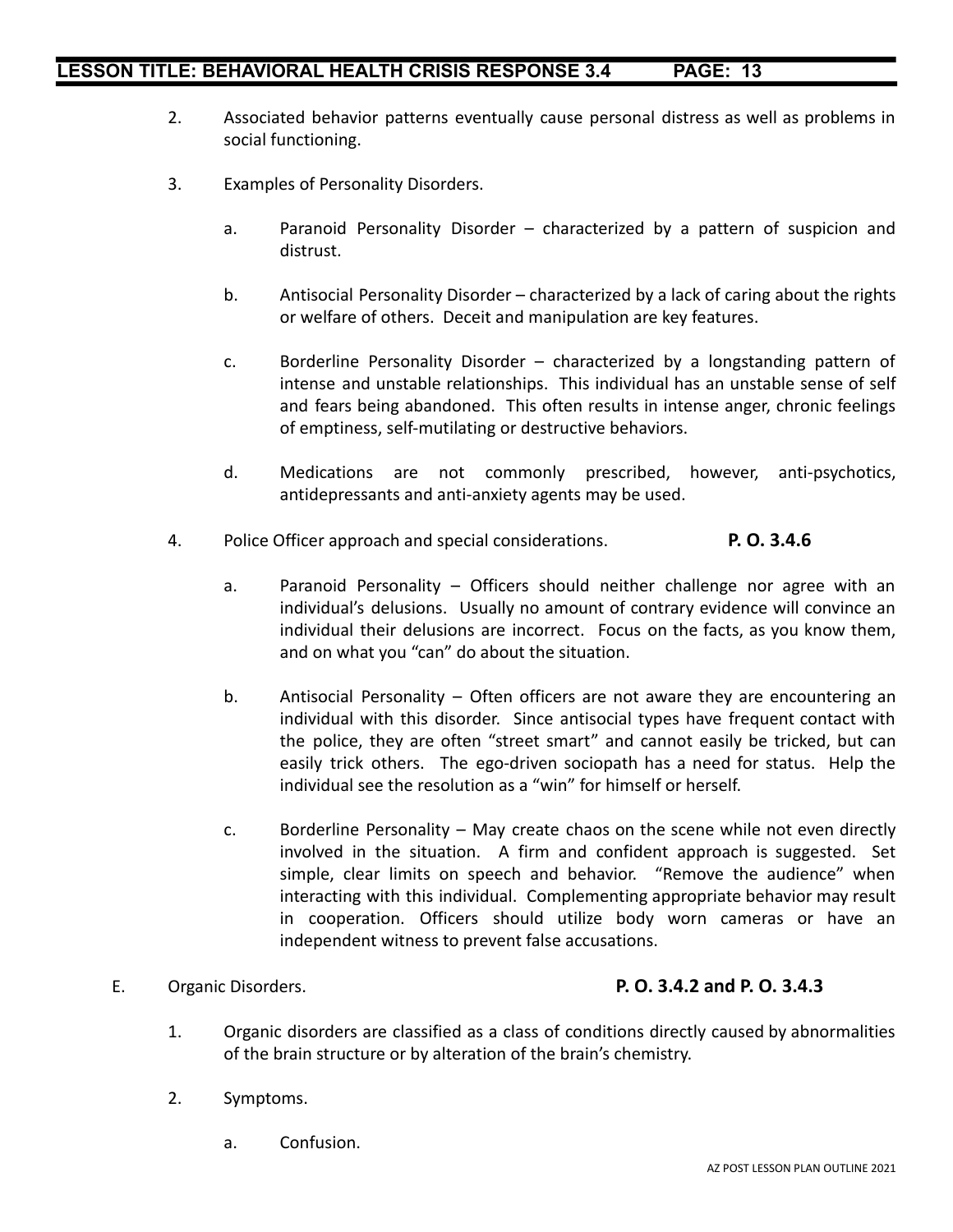2. Associated behavior patterns eventually cause personal distress as well as problems in social functioning.

3. Examples of Personality Disorders.

   a. Paranoid Personality Disorder – characterized by a pattern of suspicion and distrust.

   b. Antisocial Personality Disorder – characterized by a lack of caring about the rights or welfare of others. Deceit and manipulation are key features.

   c. Borderline Personality Disorder – characterized by a longstanding pattern of intense and unstable relationships. This individual has an unstable sense of self and fears being abandoned. This often results in intense anger, chronic feelings of emptiness, self-mutilating or destructive behaviors.

   d. Medications are not commonly prescribed, however, anti-psychotics, antidepressants and anti-anxiety agents may be used.

4. Police Officer approach and special considerations. **P. O. 3.4.6**

   a. Paranoid Personality – Officers should neither challenge nor agree with an individual's delusions. Usually no amount of contrary evidence will convince an individual their delusions are incorrect. Focus on the facts, as you know them, and on what you "can" do about the situation.

   b. Antisocial Personality – Often officers are not aware they are encountering an individual with this disorder. Since antisocial types have frequent contact with the police, they are often "street smart" and cannot easily be tricked, but can easily trick others. The ego-driven sociopath has a need for status. Help the individual see the resolution as a "win" for himself or herself.

   c. Borderline Personality – May create chaos on the scene while not even directly involved in the situation. A firm and confident approach is suggested. Set simple, clear limits on speech and behavior. "Remove the audience" when interacting with this individual. Complementing appropriate behavior may result in cooperation. Officers should utilize body worn cameras or have an independent witness to prevent false accusations.

E. Organic Disorders. **P. O. 3.4.2 and P. O. 3.4.3**

1. Organic disorders are classified as a class of conditions directly caused by abnormalities of the brain structure or by alteration of the brain's chemistry.

2. Symptoms.

   a. Confusion.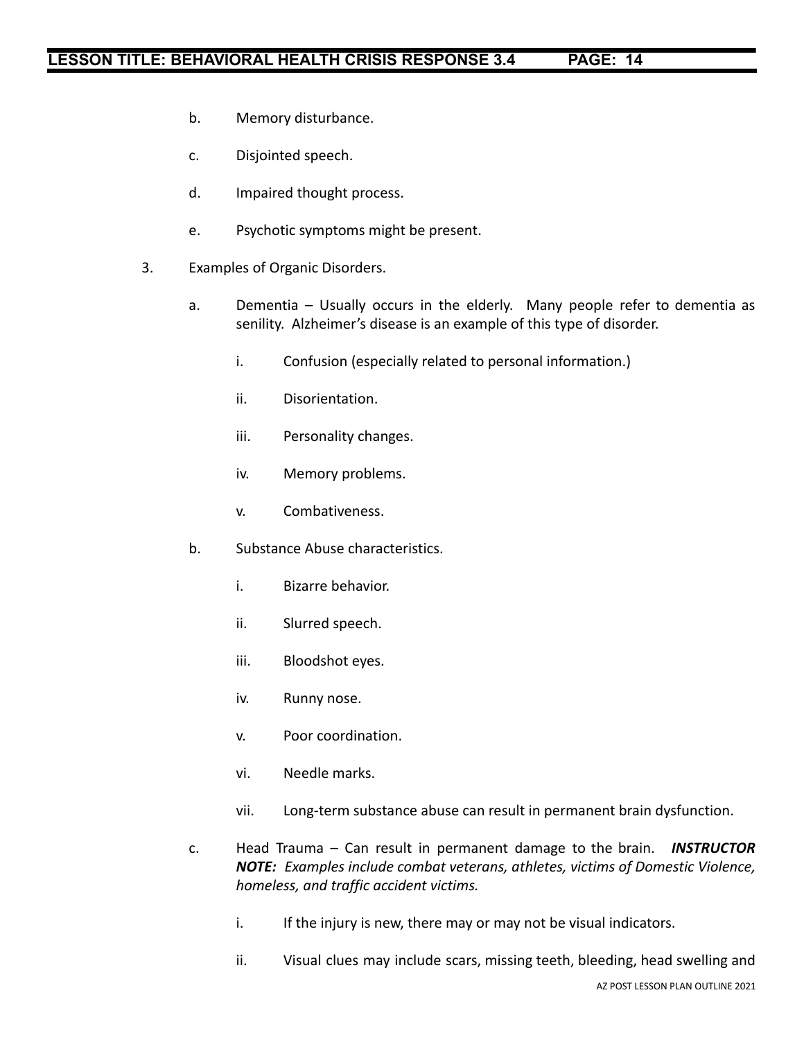b. Memory disturbance.

c. Disjointed speech.

d. Impaired thought process.

e. Psychotic symptoms might be present.

3. Examples of Organic Disorders.

   a. Dementia – Usually occurs in the elderly. Many people refer to dementia as senility. Alzheimer's disease is an example of this type of disorder.

      i. Confusion (especially related to personal information.)

      ii. Disorientation.

      iii. Personality changes.

      iv. Memory problems.

      v. Combativeness.

   b. Substance Abuse characteristics.

      i. Bizarre behavior.

      ii. Slurred speech.

      iii. Bloodshot eyes.

      iv. Runny nose.

      v. Poor coordination.

      vi. Needle marks.

      vii. Long-term substance abuse can result in permanent brain dysfunction.

   c. Head Trauma – Can result in permanent damage to the brain. ***INSTRUCTOR NOTE:*** *Examples include combat veterans, athletes, victims of Domestic Violence, homeless, and traffic accident victims.*

      i. If the injury is new, there may or may not be visual indicators.

      ii. Visual clues may include scars, missing teeth, bleeding, head swelling and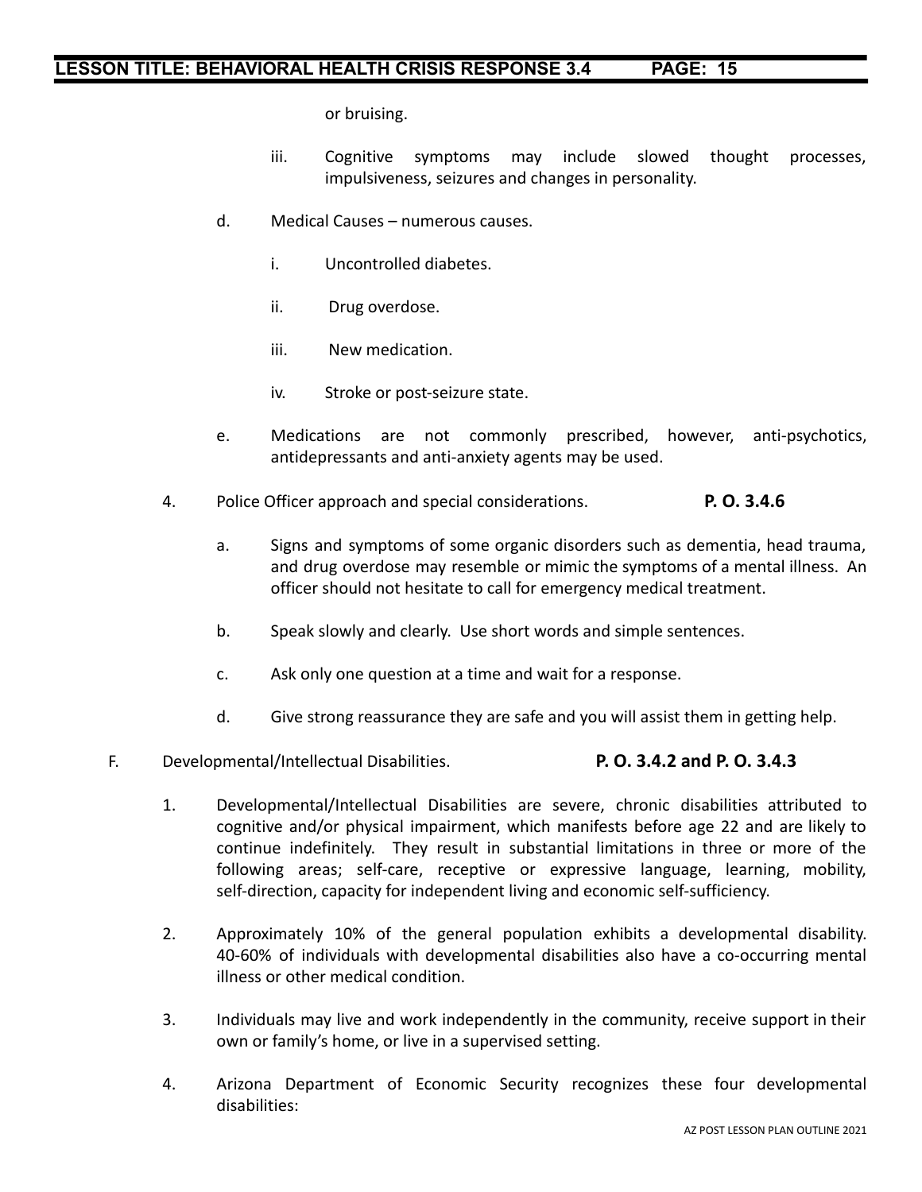or bruising.

iii. Cognitive symptoms may include slowed thought processes, impulsiveness, seizures and changes in personality.

d. Medical Causes – numerous causes.

i. Uncontrolled diabetes.

ii. Drug overdose.

iii. New medication.

iv. Stroke or post-seizure state.

e. Medications are not commonly prescribed, however, anti-psychotics, antidepressants and anti-anxiety agents may be used.

4. Police Officer approach and special considerations. **P. O. 3.4.6**

a. Signs and symptoms of some organic disorders such as dementia, head trauma, and drug overdose may resemble or mimic the symptoms of a mental illness. An officer should not hesitate to call for emergency medical treatment.

b. Speak slowly and clearly. Use short words and simple sentences.

c. Ask only one question at a time and wait for a response.

d. Give strong reassurance they are safe and you will assist them in getting help.

F. Developmental/Intellectual Disabilities. **P. O. 3.4.2 and P. O. 3.4.3**

1. Developmental/Intellectual Disabilities are severe, chronic disabilities attributed to cognitive and/or physical impairment, which manifests before age 22 and are likely to continue indefinitely. They result in substantial limitations in three or more of the following areas; self-care, receptive or expressive language, learning, mobility, self-direction, capacity for independent living and economic self-sufficiency.

2. Approximately 10% of the general population exhibits a developmental disability. 40-60% of individuals with developmental disabilities also have a co-occurring mental illness or other medical condition.

3. Individuals may live and work independently in the community, receive support in their own or family's home, or live in a supervised setting.

4. Arizona Department of Economic Security recognizes these four developmental disabilities: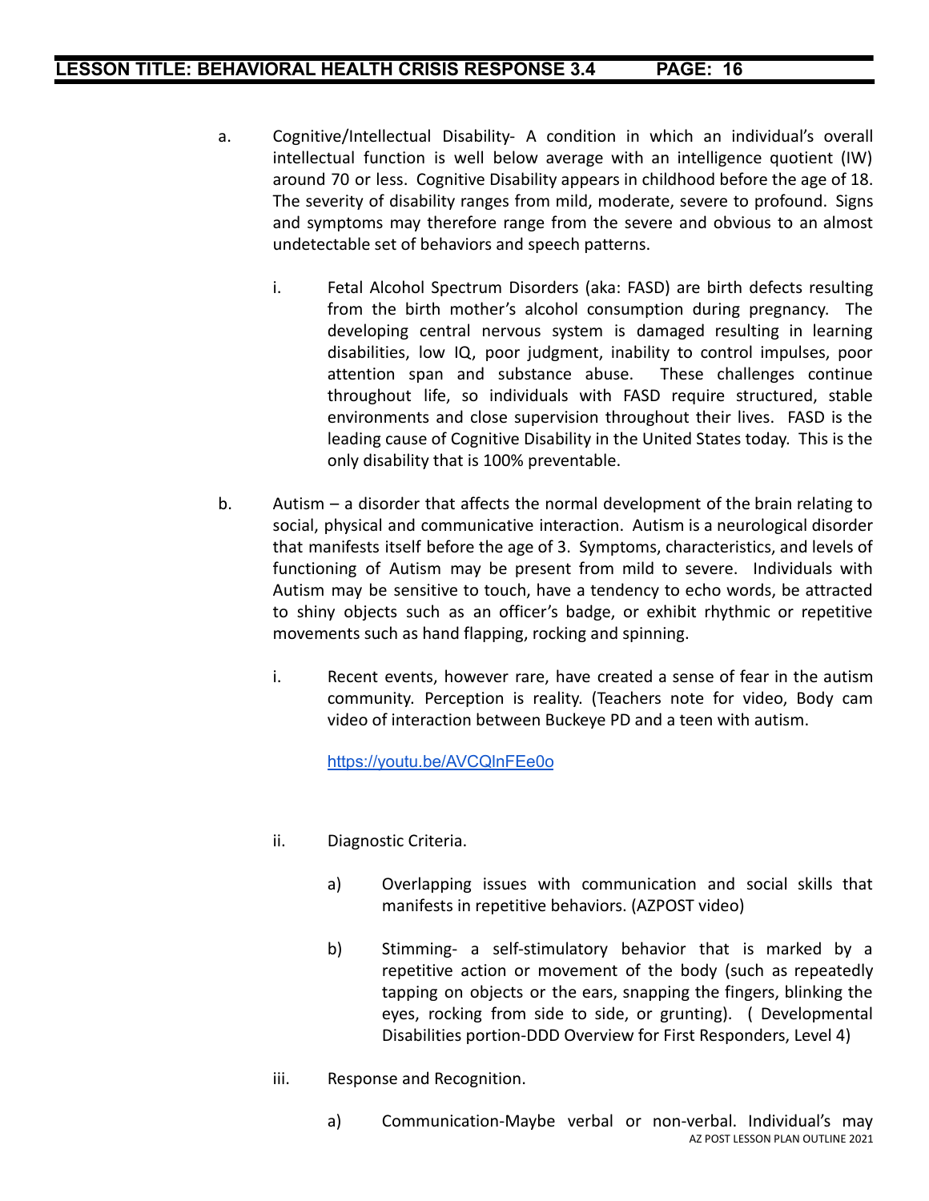a. Cognitive/Intellectual Disability- A condition in which an individual's overall intellectual function is well below average with an intelligence quotient (IW) around 70 or less. Cognitive Disability appears in childhood before the age of 18. The severity of disability ranges from mild, moderate, severe to profound. Signs and symptoms may therefore range from the severe and obvious to an almost undetectable set of behaviors and speech patterns.

   i. Fetal Alcohol Spectrum Disorders (aka: FASD) are birth defects resulting from the birth mother's alcohol consumption during pregnancy. The developing central nervous system is damaged resulting in learning disabilities, low IQ, poor judgment, inability to control impulses, poor attention span and substance abuse. These challenges continue throughout life, so individuals with FASD require structured, stable environments and close supervision throughout their lives. FASD is the leading cause of Cognitive Disability in the United States today. This is the only disability that is 100% preventable.

b. Autism – a disorder that affects the normal development of the brain relating to social, physical and communicative interaction. Autism is a neurological disorder that manifests itself before the age of 3. Symptoms, characteristics, and levels of functioning of Autism may be present from mild to severe. Individuals with Autism may be sensitive to touch, have a tendency to echo words, be attracted to shiny objects such as an officer's badge, or exhibit rhythmic or repetitive movements such as hand flapping, rocking and spinning.

   i. Recent events, however rare, have created a sense of fear in the autism community. Perception is reality. (Teachers note for video, Body cam video of interaction between Buckeye PD and a teen with autism.

      https://youtu.be/AVCQlnFEe0o

   ii. Diagnostic Criteria.

      a) Overlapping issues with communication and social skills that manifests in repetitive behaviors. (AZPOST video)

      b) Stimming- a self-stimulatory behavior that is marked by a repetitive action or movement of the body (such as repeatedly tapping on objects or the ears, snapping the fingers, blinking the eyes, rocking from side to side, or grunting). ( Developmental Disabilities portion-DDD Overview for First Responders, Level 4)

   iii. Response and Recognition.

      a) Communication-Maybe verbal or non-verbal. Individual's may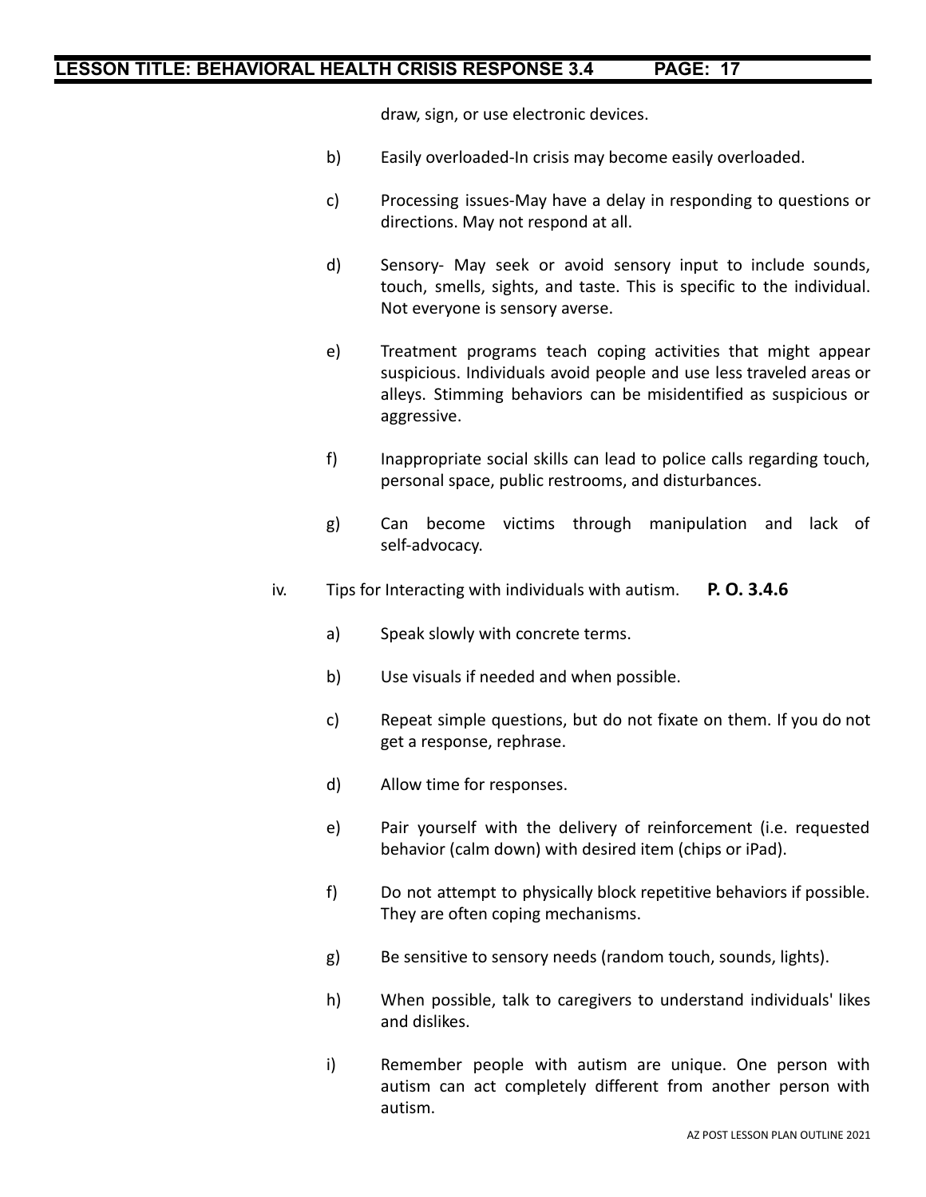draw, sign, or use electronic devices.

b) Easily overloaded-In crisis may become easily overloaded.

c) Processing issues-May have a delay in responding to questions or directions. May not respond at all.

d) Sensory- May seek or avoid sensory input to include sounds, touch, smells, sights, and taste. This is specific to the individual. Not everyone is sensory averse.

e) Treatment programs teach coping activities that might appear suspicious. Individuals avoid people and use less traveled areas or alleys. Stimming behaviors can be misidentified as suspicious or aggressive.

f) Inappropriate social skills can lead to police calls regarding touch, personal space, public restrooms, and disturbances.

g) Can become victims through manipulation and lack of self-advocacy.

iv. Tips for Interacting with individuals with autism. **P. O. 3.4.6**

a) Speak slowly with concrete terms.

b) Use visuals if needed and when possible.

c) Repeat simple questions, but do not fixate on them. If you do not get a response, rephrase.

d) Allow time for responses.

e) Pair yourself with the delivery of reinforcement (i.e. requested behavior (calm down) with desired item (chips or iPad).

f) Do not attempt to physically block repetitive behaviors if possible. They are often coping mechanisms.

g) Be sensitive to sensory needs (random touch, sounds, lights).

h) When possible, talk to caregivers to understand individuals' likes and dislikes.

i) Remember people with autism are unique. One person with autism can act completely different from another person with autism.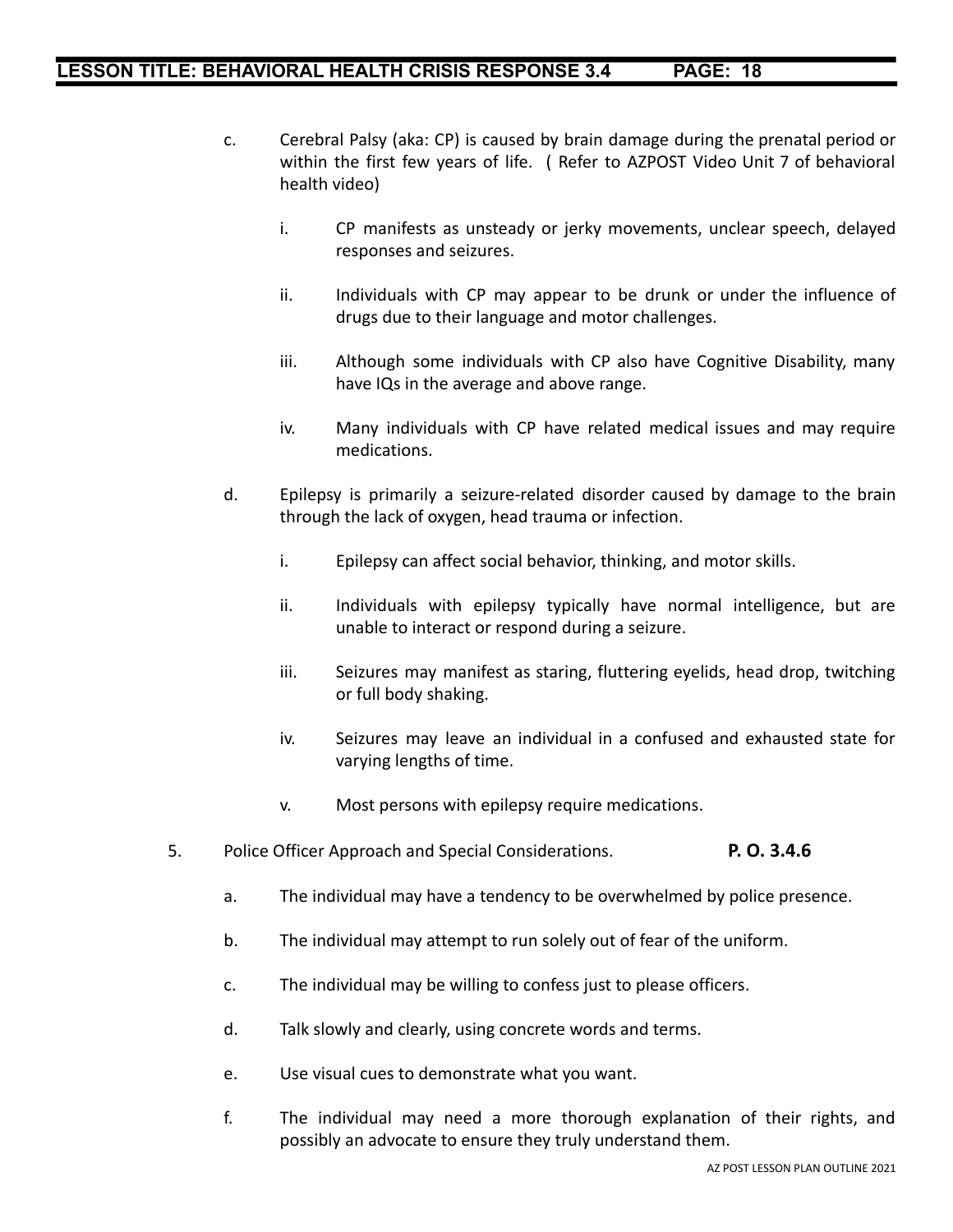c. Cerebral Palsy (aka: CP) is caused by brain damage during the prenatal period or within the first few years of life. ( Refer to AZPOST Video Unit 7 of behavioral health video)

   i. CP manifests as unsteady or jerky movements, unclear speech, delayed responses and seizures.

   ii. Individuals with CP may appear to be drunk or under the influence of drugs due to their language and motor challenges.

   iii. Although some individuals with CP also have Cognitive Disability, many have IQs in the average and above range.

   iv. Many individuals with CP have related medical issues and may require medications.

d. Epilepsy is primarily a seizure-related disorder caused by damage to the brain through the lack of oxygen, head trauma or infection.

   i. Epilepsy can affect social behavior, thinking, and motor skills.

   ii. Individuals with epilepsy typically have normal intelligence, but are unable to interact or respond during a seizure.

   iii. Seizures may manifest as staring, fluttering eyelids, head drop, twitching or full body shaking.

   iv. Seizures may leave an individual in a confused and exhausted state for varying lengths of time.

   v. Most persons with epilepsy require medications.

5. Police Officer Approach and Special Considerations. **P. O. 3.4.6**

   a. The individual may have a tendency to be overwhelmed by police presence.

   b. The individual may attempt to run solely out of fear of the uniform.

   c. The individual may be willing to confess just to please officers.

   d. Talk slowly and clearly, using concrete words and terms.

   e. Use visual cues to demonstrate what you want.

   f. The individual may need a more thorough explanation of their rights, and possibly an advocate to ensure they truly understand them.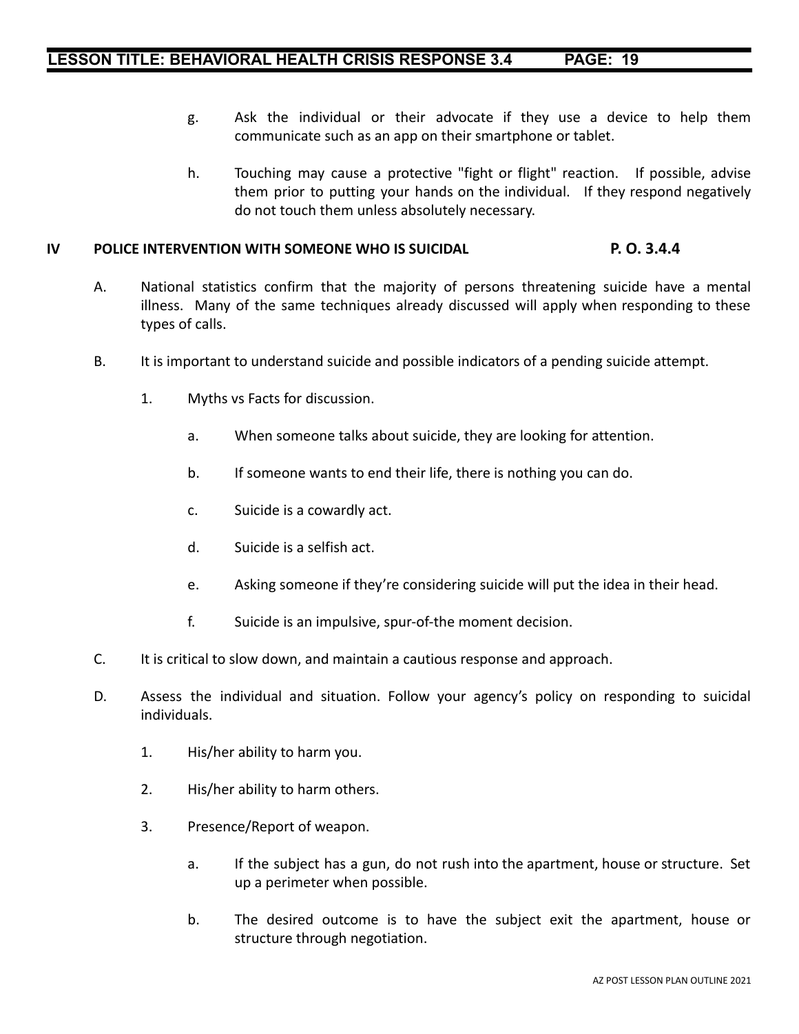g. Ask the individual or their advocate if they use a device to help them communicate such as an app on their smartphone or tablet.

h. Touching may cause a protective "fight or flight" reaction. If possible, advise them prior to putting your hands on the individual. If they respond negatively do not touch them unless absolutely necessary.

## IV POLICE INTERVENTION WITH SOMEONE WHO IS SUICIDAL — P. O. 3.4.4

A. National statistics confirm that the majority of persons threatening suicide have a mental illness. Many of the same techniques already discussed will apply when responding to these types of calls.

B. It is important to understand suicide and possible indicators of a pending suicide attempt.

1. Myths vs Facts for discussion.

   a. When someone talks about suicide, they are looking for attention.

   b. If someone wants to end their life, there is nothing you can do.

   c. Suicide is a cowardly act.

   d. Suicide is a selfish act.

   e. Asking someone if they're considering suicide will put the idea in their head.

   f. Suicide is an impulsive, spur-of-the moment decision.

C. It is critical to slow down, and maintain a cautious response and approach.

D. Assess the individual and situation. Follow your agency's policy on responding to suicidal individuals.

1. His/her ability to harm you.

2. His/her ability to harm others.

3. Presence/Report of weapon.

   a. If the subject has a gun, do not rush into the apartment, house or structure. Set up a perimeter when possible.

   b. The desired outcome is to have the subject exit the apartment, house or structure through negotiation.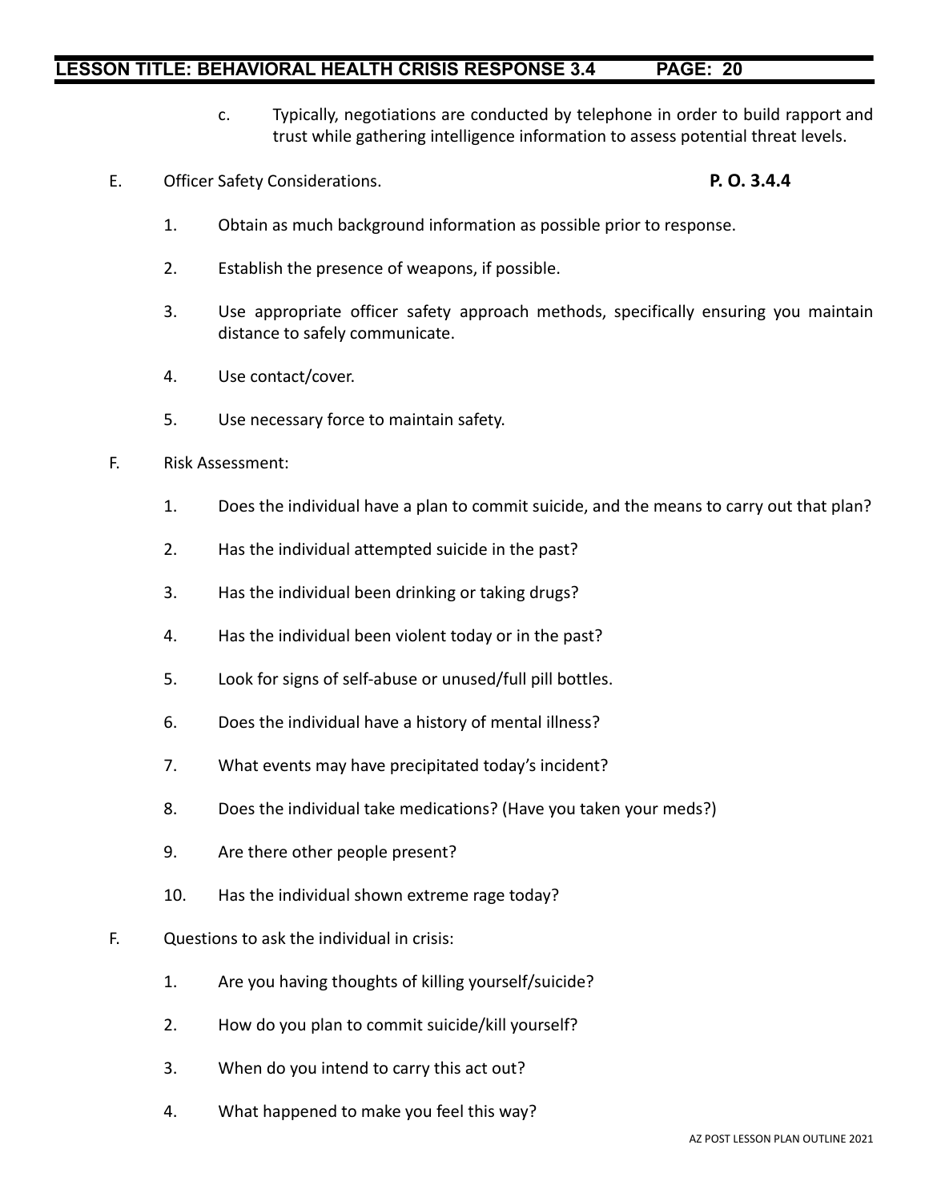c. Typically, negotiations are conducted by telephone in order to build rapport and trust while gathering intelligence information to assess potential threat levels.

E. Officer Safety Considerations. **P. O. 3.4.4**

1. Obtain as much background information as possible prior to response.

2. Establish the presence of weapons, if possible.

3. Use appropriate officer safety approach methods, specifically ensuring you maintain distance to safely communicate.

4. Use contact/cover.

5. Use necessary force to maintain safety.

F. Risk Assessment:

1. Does the individual have a plan to commit suicide, and the means to carry out that plan?

2. Has the individual attempted suicide in the past?

3. Has the individual been drinking or taking drugs?

4. Has the individual been violent today or in the past?

5. Look for signs of self-abuse or unused/full pill bottles.

6. Does the individual have a history of mental illness?

7. What events may have precipitated today's incident?

8. Does the individual take medications? (Have you taken your meds?)

9. Are there other people present?

10. Has the individual shown extreme rage today?

F. Questions to ask the individual in crisis:

1. Are you having thoughts of killing yourself/suicide?

2. How do you plan to commit suicide/kill yourself?

3. When do you intend to carry this act out?

4. What happened to make you feel this way?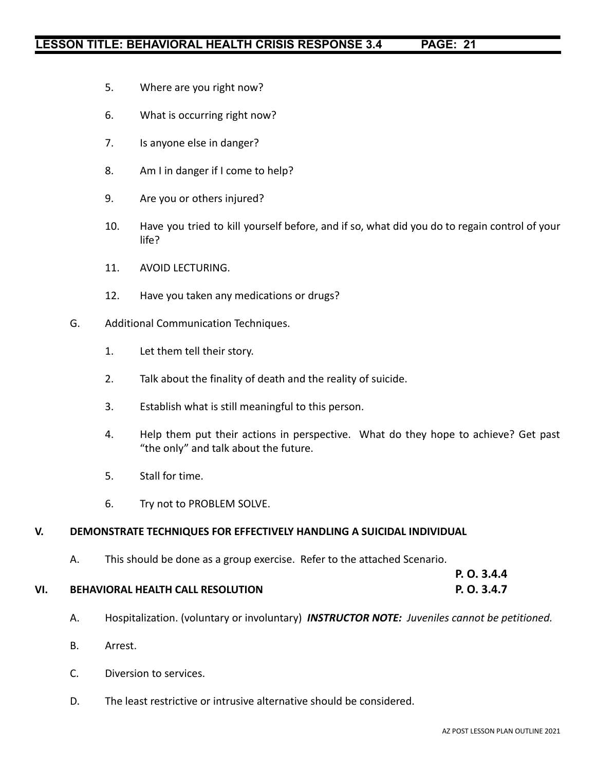5. Where are you right now?

6. What is occurring right now?

7. Is anyone else in danger?

8. Am I in danger if I come to help?

9. Are you or others injured?

10. Have you tried to kill yourself before, and if so, what did you do to regain control of your life?

11. AVOID LECTURING.

12. Have you taken any medications or drugs?

G. Additional Communication Techniques.

1. Let them tell their story.

2. Talk about the finality of death and the reality of suicide.

3. Establish what is still meaningful to this person.

4. Help them put their actions in perspective. What do they hope to achieve? Get past "the only" and talk about the future.

5. Stall for time.

6. Try not to PROBLEM SOLVE.

## V. DEMONSTRATE TECHNIQUES FOR EFFECTIVELY HANDLING A SUICIDAL INDIVIDUAL

A. This should be done as a group exercise. Refer to the attached Scenario.

**P. O. 3.4.4**

## VI. BEHAVIORAL HEALTH CALL RESOLUTION

**P. O. 3.4.7**

A. Hospitalization. (voluntary or involuntary) ***INSTRUCTOR NOTE:*** *Juveniles cannot be petitioned.*

B. Arrest.

C. Diversion to services.

D. The least restrictive or intrusive alternative should be considered.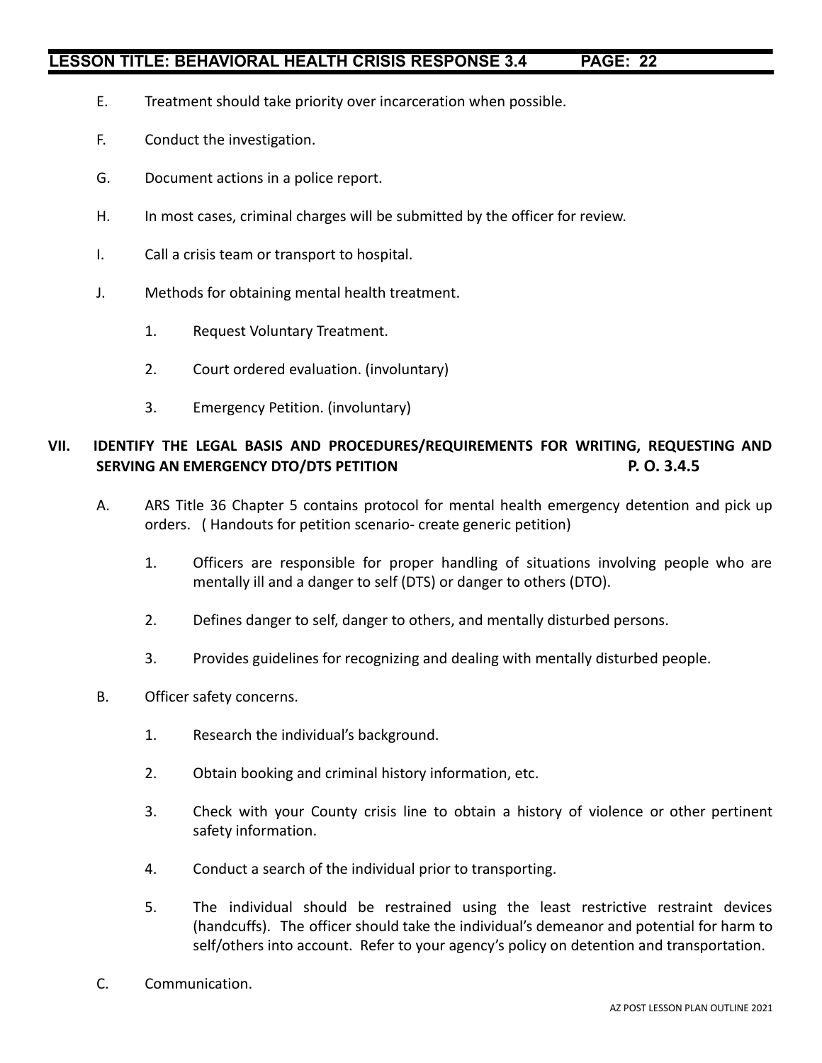E. Treatment should take priority over incarceration when possible.

F. Conduct the investigation.

G. Document actions in a police report.

H. In most cases, criminal charges will be submitted by the officer for review.

I. Call a crisis team or transport to hospital.

J. Methods for obtaining mental health treatment.

1. Request Voluntary Treatment.
2. Court ordered evaluation. (involuntary)
3. Emergency Petition. (involuntary)

## VII. IDENTIFY THE LEGAL BASIS AND PROCEDURES/REQUIREMENTS FOR WRITING, REQUESTING AND SERVING AN EMERGENCY DTO/DTS PETITION P. O. 3.4.5

A. ARS Title 36 Chapter 5 contains protocol for mental health emergency detention and pick up orders. ( Handouts for petition scenario- create generic petition)

1. Officers are responsible for proper handling of situations involving people who are mentally ill and a danger to self (DTS) or danger to others (DTO).
2. Defines danger to self, danger to others, and mentally disturbed persons.
3. Provides guidelines for recognizing and dealing with mentally disturbed people.

B. Officer safety concerns.

1. Research the individual's background.
2. Obtain booking and criminal history information, etc.
3. Check with your County crisis line to obtain a history of violence or other pertinent safety information.
4. Conduct a search of the individual prior to transporting.
5. The individual should be restrained using the least restrictive restraint devices (handcuffs). The officer should take the individual's demeanor and potential for harm to self/others into account. Refer to your agency's policy on detention and transportation.

C. Communication.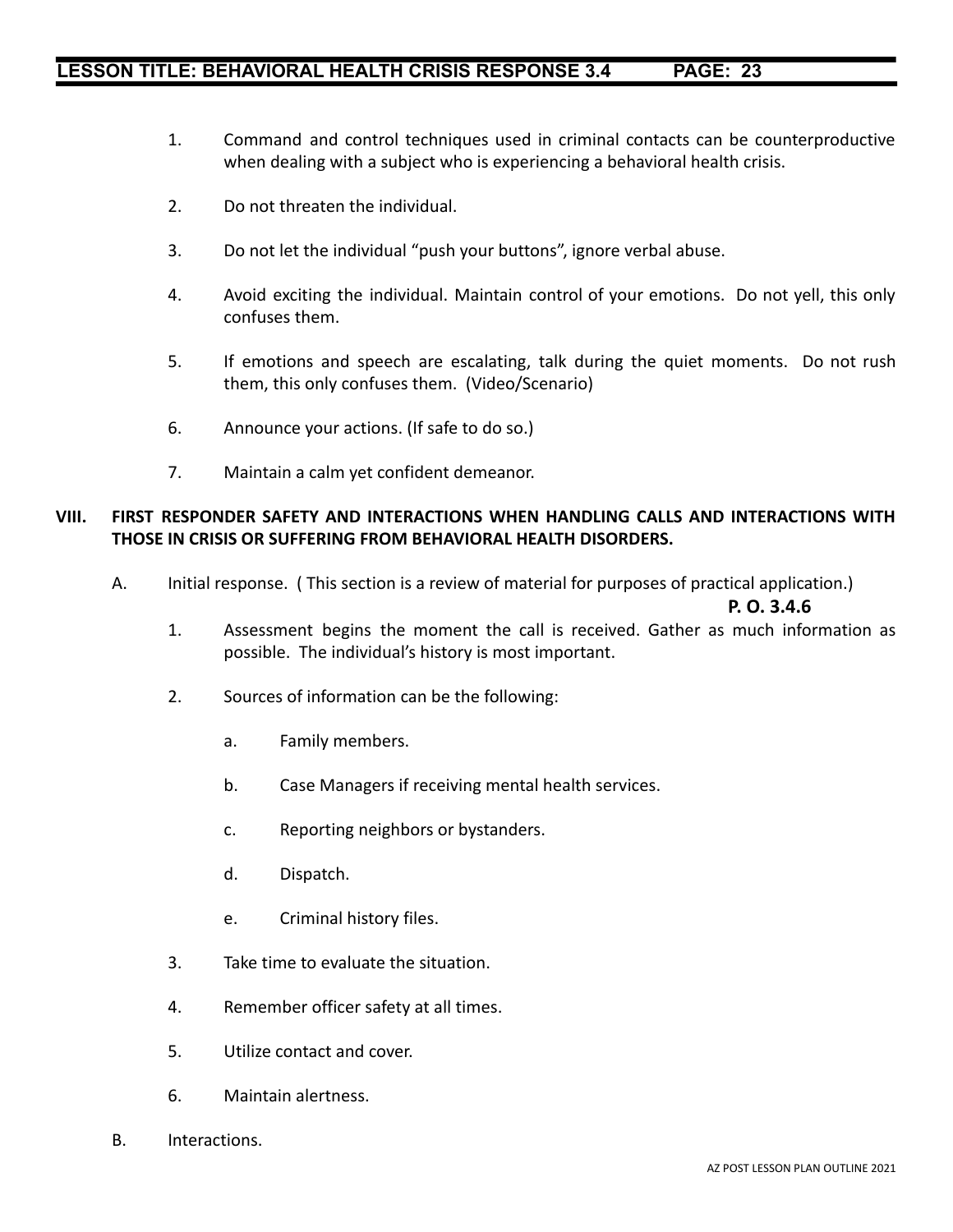1. Command and control techniques used in criminal contacts can be counterproductive when dealing with a subject who is experiencing a behavioral health crisis.

2. Do not threaten the individual.

3. Do not let the individual "push your buttons", ignore verbal abuse.

4. Avoid exciting the individual. Maintain control of your emotions. Do not yell, this only confuses them.

5. If emotions and speech are escalating, talk during the quiet moments. Do not rush them, this only confuses them. (Video/Scenario)

6. Announce your actions. (If safe to do so.)

7. Maintain a calm yet confident demeanor.

## VIII. FIRST RESPONDER SAFETY AND INTERACTIONS WHEN HANDLING CALLS AND INTERACTIONS WITH THOSE IN CRISIS OR SUFFERING FROM BEHAVIORAL HEALTH DISORDERS.

A. Initial response. ( This section is a review of material for purposes of practical application.)

**P. O. 3.4.6**

1. Assessment begins the moment the call is received. Gather as much information as possible. The individual's history is most important.

2. Sources of information can be the following:

   a. Family members.

   b. Case Managers if receiving mental health services.

   c. Reporting neighbors or bystanders.

   d. Dispatch.

   e. Criminal history files.

3. Take time to evaluate the situation.

4. Remember officer safety at all times.

5. Utilize contact and cover.

6. Maintain alertness.

B. Interactions.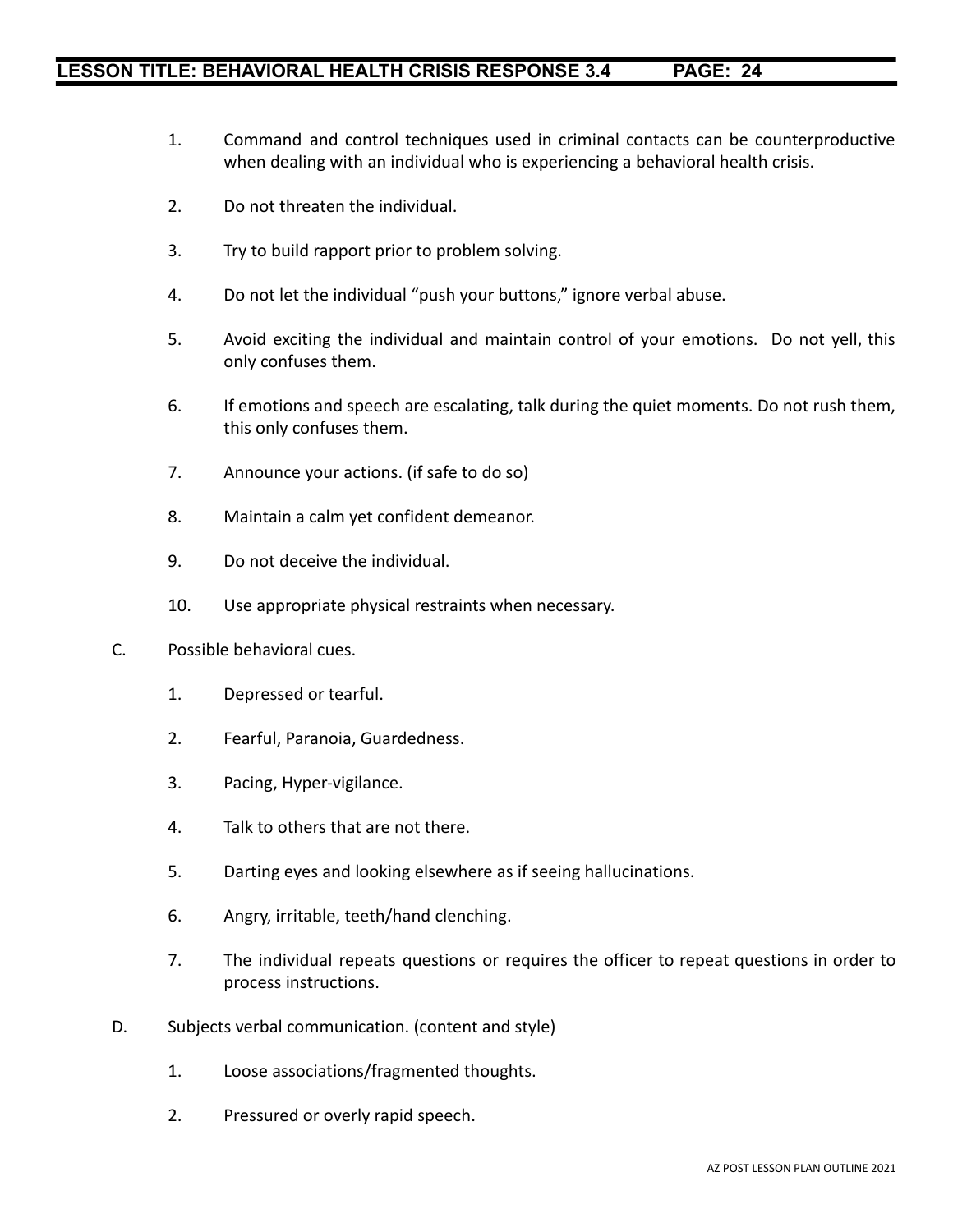1. Command and control techniques used in criminal contacts can be counterproductive when dealing with an individual who is experiencing a behavioral health crisis.

2. Do not threaten the individual.

3. Try to build rapport prior to problem solving.

4. Do not let the individual "push your buttons," ignore verbal abuse.

5. Avoid exciting the individual and maintain control of your emotions. Do not yell, this only confuses them.

6. If emotions and speech are escalating, talk during the quiet moments. Do not rush them, this only confuses them.

7. Announce your actions. (if safe to do so)

8. Maintain a calm yet confident demeanor.

9. Do not deceive the individual.

10. Use appropriate physical restraints when necessary.

C. Possible behavioral cues.

1. Depressed or tearful.

2. Fearful, Paranoia, Guardedness.

3. Pacing, Hyper-vigilance.

4. Talk to others that are not there.

5. Darting eyes and looking elsewhere as if seeing hallucinations.

6. Angry, irritable, teeth/hand clenching.

7. The individual repeats questions or requires the officer to repeat questions in order to process instructions.

D. Subjects verbal communication. (content and style)

1. Loose associations/fragmented thoughts.

2. Pressured or overly rapid speech.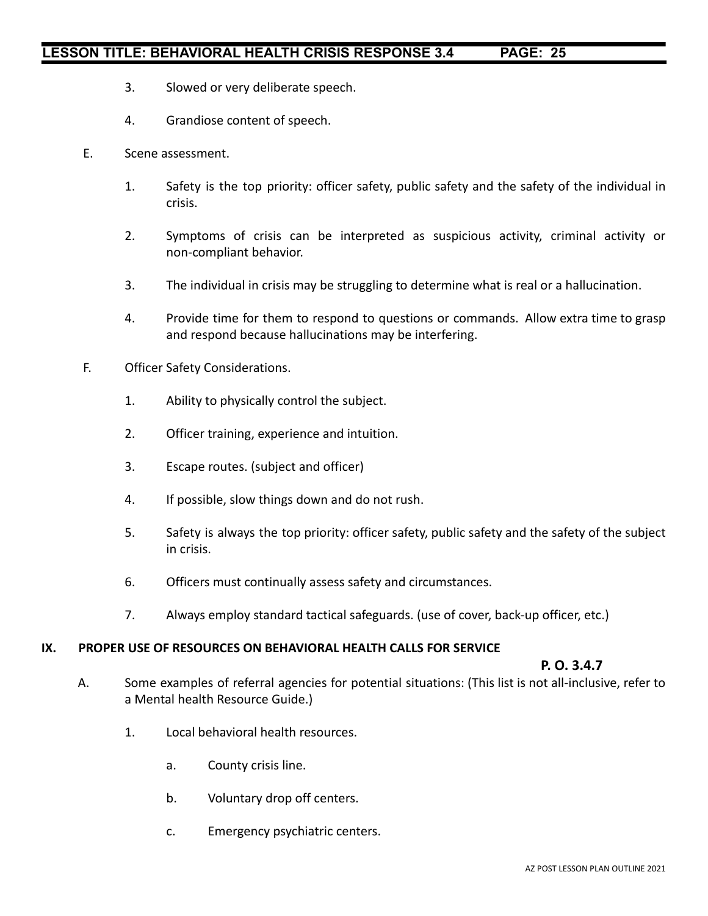3. Slowed or very deliberate speech.

4. Grandiose content of speech.

E. Scene assessment.

1. Safety is the top priority: officer safety, public safety and the safety of the individual in crisis.

2. Symptoms of crisis can be interpreted as suspicious activity, criminal activity or non-compliant behavior.

3. The individual in crisis may be struggling to determine what is real or a hallucination.

4. Provide time for them to respond to questions or commands. Allow extra time to grasp and respond because hallucinations may be interfering.

F. Officer Safety Considerations.

1. Ability to physically control the subject.

2. Officer training, experience and intuition.

3. Escape routes. (subject and officer)

4. If possible, slow things down and do not rush.

5. Safety is always the top priority: officer safety, public safety and the safety of the subject in crisis.

6. Officers must continually assess safety and circumstances.

7. Always employ standard tactical safeguards. (use of cover, back-up officer, etc.)

## IX. PROPER USE OF RESOURCES ON BEHAVIORAL HEALTH CALLS FOR SERVICE

**P. O. 3.4.7**

A. Some examples of referral agencies for potential situations: (This list is not all-inclusive, refer to a Mental health Resource Guide.)

1. Local behavioral health resources.

a. County crisis line.

b. Voluntary drop off centers.

c. Emergency psychiatric centers.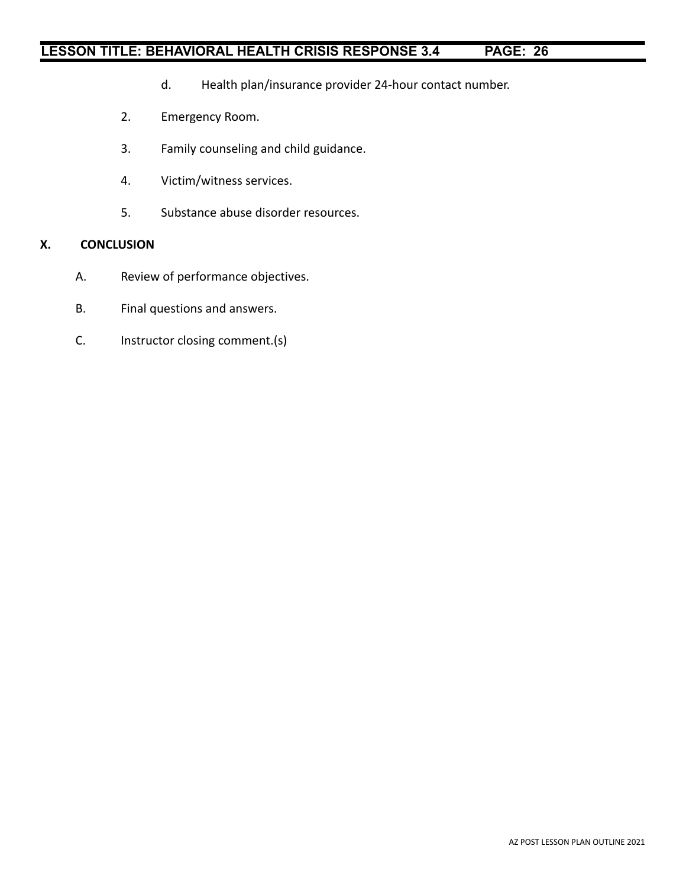d. Health plan/insurance provider 24-hour contact number.

2. Emergency Room.

3. Family counseling and child guidance.

4. Victim/witness services.

5. Substance abuse disorder resources.

## X. CONCLUSION

A. Review of performance objectives.

B. Final questions and answers.

C. Instructor closing comment.(s)